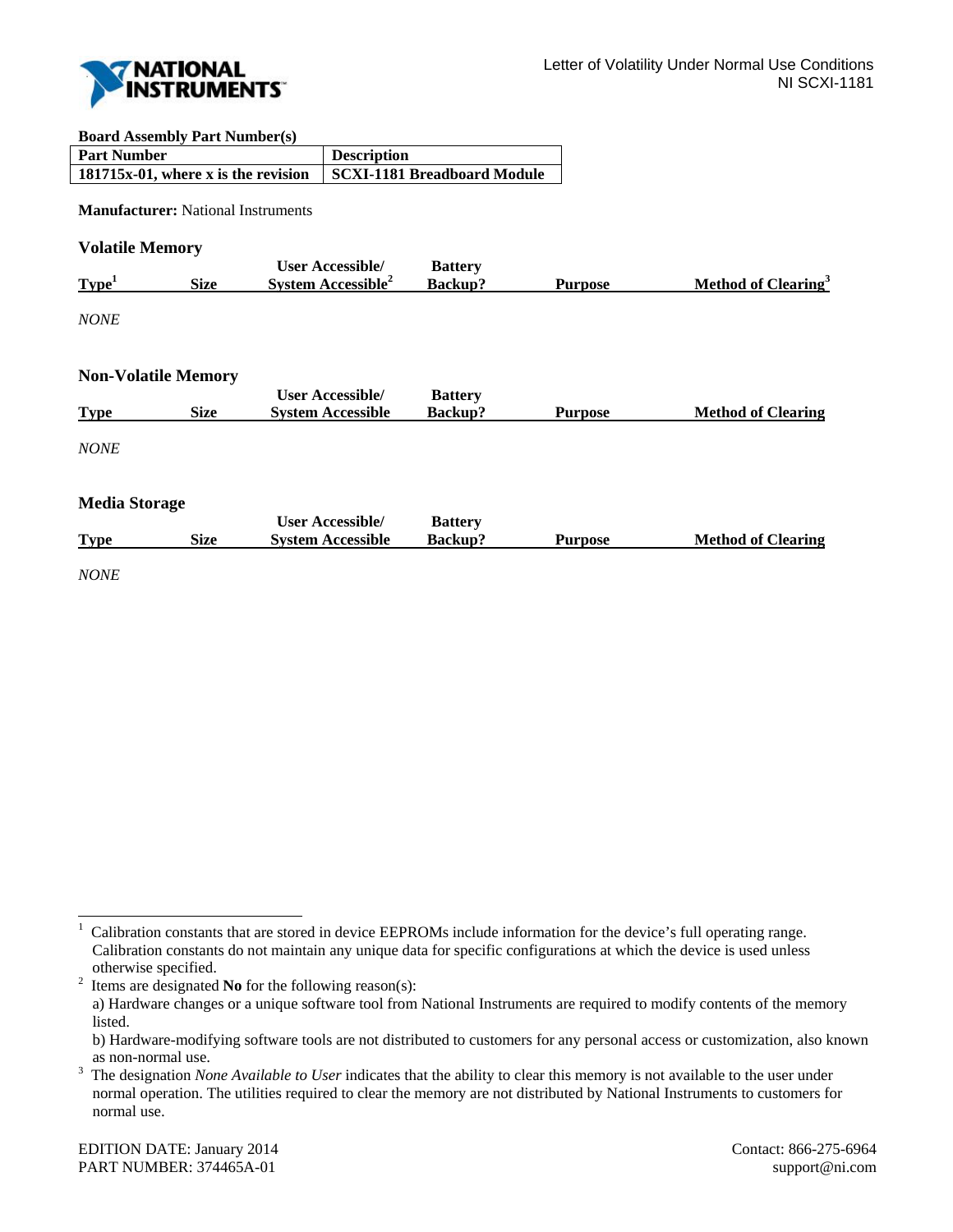Letter of Volatility Under Normal Use Conditions
NI SCXI-1181

**Board Assembly Part Number(s)**

| Part Number | Description |
|---|---|
| 181715x-01, where x is the revision | SCXI-1181 Breadboard Module |

**Manufacturer:** National Instruments

## Volatile Memory

| Type[1] | Size | User Accessible/ System Accessible[2] | Battery Backup? | Purpose | Method of Clearing[3] |
|---|---|---|---|---|---|

*NONE*

## Non-Volatile Memory

| Type | Size | User Accessible/ System Accessible | Battery Backup? | Purpose | Method of Clearing |
|---|---|---|---|---|---|

*NONE*

## Media Storage

| Type | Size | User Accessible/ System Accessible | Battery Backup? | Purpose | Method of Clearing |
|---|---|---|---|---|---|

*NONE*

---

[1] Calibration constants that are stored in device EEPROMs include information for the device's full operating range. Calibration constants do not maintain any unique data for specific configurations at which the device is used unless otherwise specified.

[2] Items are designated **No** for the following reason(s):
a) Hardware changes or a unique software tool from National Instruments are required to modify contents of the memory listed.
b) Hardware-modifying software tools are not distributed to customers for any personal access or customization, also known as non-normal use.

[3] The designation *None Available to User* indicates that the ability to clear this memory is not available to the user under normal operation. The utilities required to clear the memory are not distributed by National Instruments to customers for normal use.

EDITION DATE: January 2014
PART NUMBER: 374465A-01

Contact: 866-275-6964
support@ni.com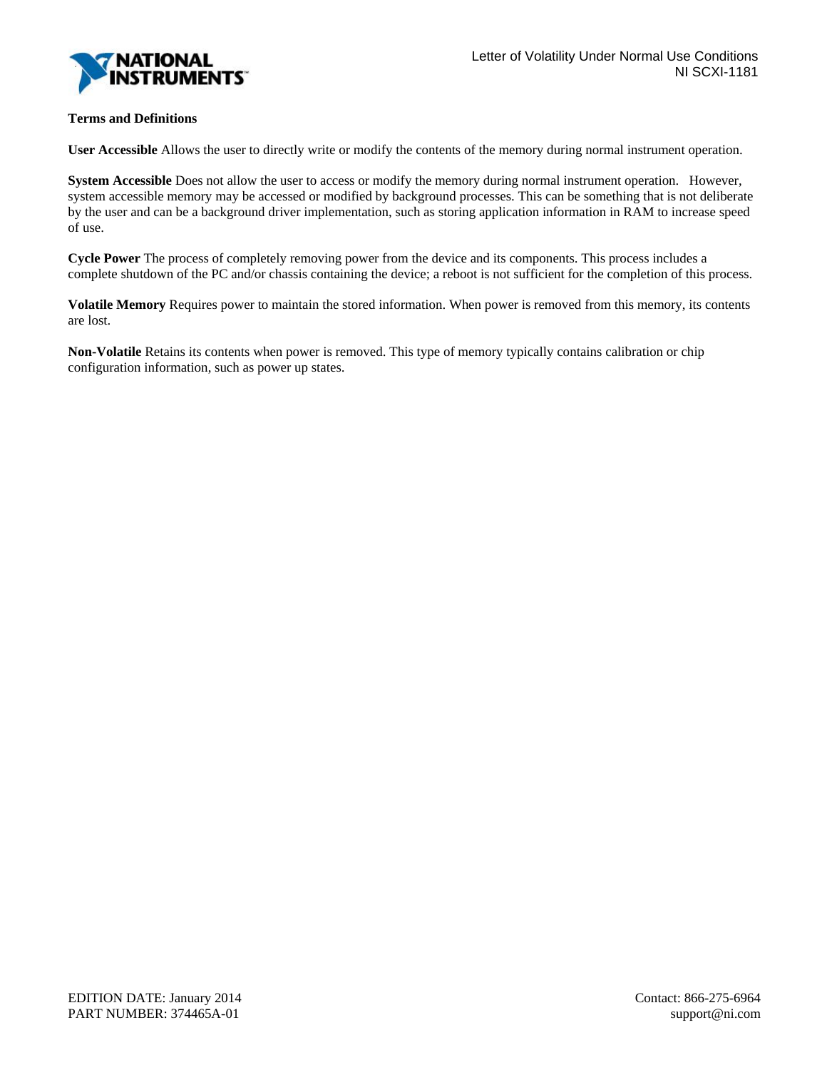**Terms and Definitions**

**User Accessible** Allows the user to directly write or modify the contents of the memory during normal instrument operation.

**System Accessible** Does not allow the user to access or modify the memory during normal instrument operation. However, system accessible memory may be accessed or modified by background processes. This can be something that is not deliberate by the user and can be a background driver implementation, such as storing application information in RAM to increase speed of use.

**Cycle Power** The process of completely removing power from the device and its components. This process includes a complete shutdown of the PC and/or chassis containing the device; a reboot is not sufficient for the completion of this process.

**Volatile Memory** Requires power to maintain the stored information. When power is removed from this memory, its contents are lost.

**Non-Volatile** Retains its contents when power is removed. This type of memory typically contains calibration or chip configuration information, such as power up states.